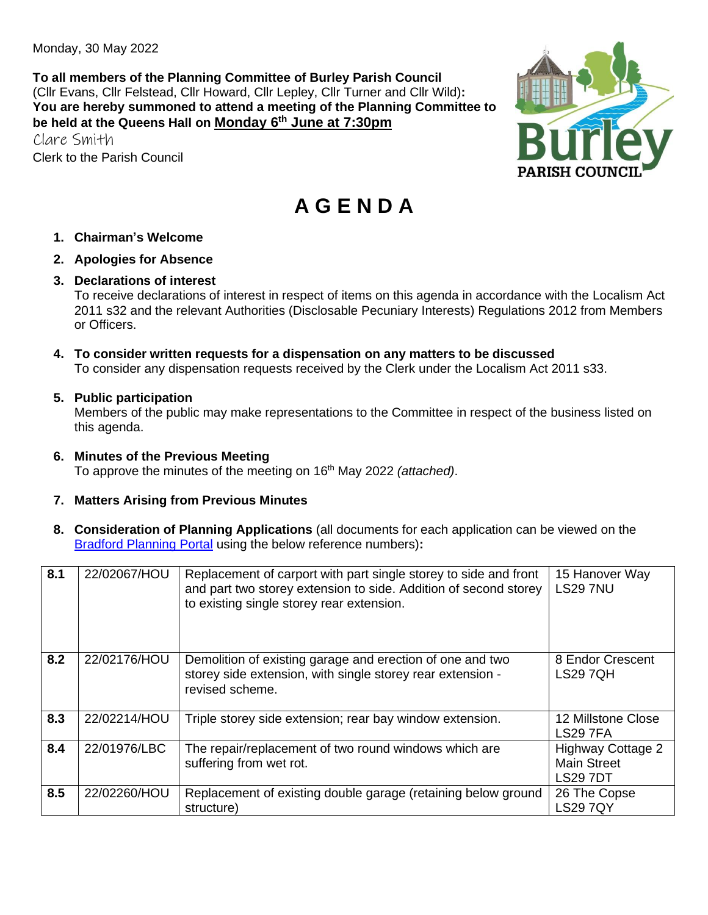Monday, 30 May 2022

**To all members of the Planning Committee of Burley Parish Council**
(Cllr Evans, Cllr Felstead, Cllr Howard, Cllr Lepley, Cllr Turner and Cllr Wild)**:**
**You are hereby summoned to attend a meeting of the Planning Committee to be held at the Queens Hall on Monday 6th June at 7:30pm**

Clare Smith
Clerk to the Parish Council

Burley
PARISH COUNCIL

# A G E N D A

1. **Chairman's Welcome**

2. **Apologies for Absence**

3. **Declarations of interest**
   To receive declarations of interest in respect of items on this agenda in accordance with the Localism Act 2011 s32 and the relevant Authorities (Disclosable Pecuniary Interests) Regulations 2012 from Members or Officers.

4. **To consider written requests for a dispensation on any matters to be discussed**
   To consider any dispensation requests received by the Clerk under the Localism Act 2011 s33.

5. **Public participation**
   Members of the public may make representations to the Committee in respect of the business listed on this agenda.

6. **Minutes of the Previous Meeting**
   To approve the minutes of the meeting on 16th May 2022 *(attached)*.

7. **Matters Arising from Previous Minutes**

8. **Consideration of Planning Applications** (all documents for each application can be viewed on the Bradford Planning Portal using the below reference numbers)**:**

| | | | |
|---|---|---|---|
| **8.1** | 22/02067/HOU | Replacement of carport with part single storey to side and front and part two storey extension to side. Addition of second storey to existing single storey rear extension. | 15 Hanover Way LS29 7NU |
| **8.2** | 22/02176/HOU | Demolition of existing garage and erection of one and two storey side extension, with single storey rear extension - revised scheme. | 8 Endor Crescent LS29 7QH |
| **8.3** | 22/02214/HOU | Triple storey side extension; rear bay window extension. | 12 Millstone Close LS29 7FA |
| **8.4** | 22/01976/LBC | The repair/replacement of two round windows which are suffering from wet rot. | Highway Cottage 2 Main Street LS29 7DT |
| **8.5** | 22/02260/HOU | Replacement of existing double garage (retaining below ground structure) | 26 The Copse LS29 7QY |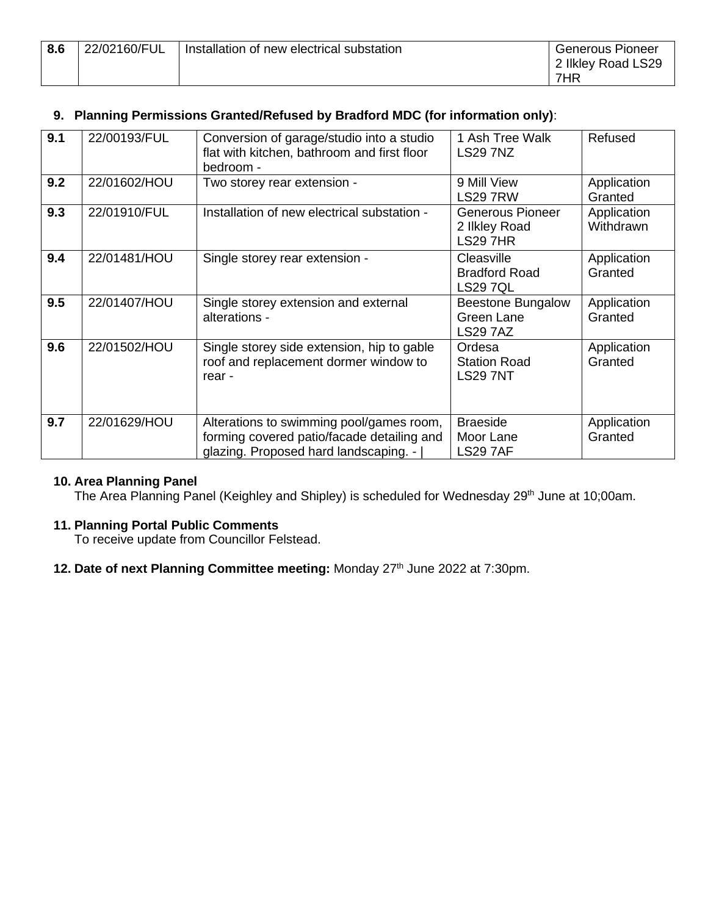| | | | |
|---|---|---|---|
| **8.6** | 22/02160/FUL | Installation of new electrical substation | Generous Pioneer 2 Ilkley Road LS29 7HR |

## 9. Planning Permissions Granted/Refused by Bradford MDC (for information only):

| | | | | |
|---|---|---|---|---|
| **9.1** | 22/00193/FUL | Conversion of garage/studio into a studio flat with kitchen, bathroom and first floor bedroom - | 1 Ash Tree Walk LS29 7NZ | Refused |
| **9.2** | 22/01602/HOU | Two storey rear extension - | 9 Mill View LS29 7RW | Application Granted |
| **9.3** | 22/01910/FUL | Installation of new electrical substation - | Generous Pioneer 2 Ilkley Road LS29 7HR | Application Withdrawn |
| **9.4** | 22/01481/HOU | Single storey rear extension - | Cleasville Bradford Road LS29 7QL | Application Granted |
| **9.5** | 22/01407/HOU | Single storey extension and external alterations - | Beestone Bungalow Green Lane LS29 7AZ | Application Granted |
| **9.6** | 22/01502/HOU | Single storey side extension, hip to gable roof and replacement dormer window to rear - | Ordesa Station Road LS29 7NT | Application Granted |
| **9.7** | 22/01629/HOU | Alterations to swimming pool/games room, forming covered patio/facade detailing and glazing. Proposed hard landscaping. - | | Braeside Moor Lane LS29 7AF | Application Granted |

## 10. Area Planning Panel

The Area Planning Panel (Keighley and Shipley) is scheduled for Wednesday 29th June at 10;00am.

## 11. Planning Portal Public Comments

To receive update from Councillor Felstead.

## 12. Date of next Planning Committee meeting: Monday 27th June 2022 at 7:30pm.